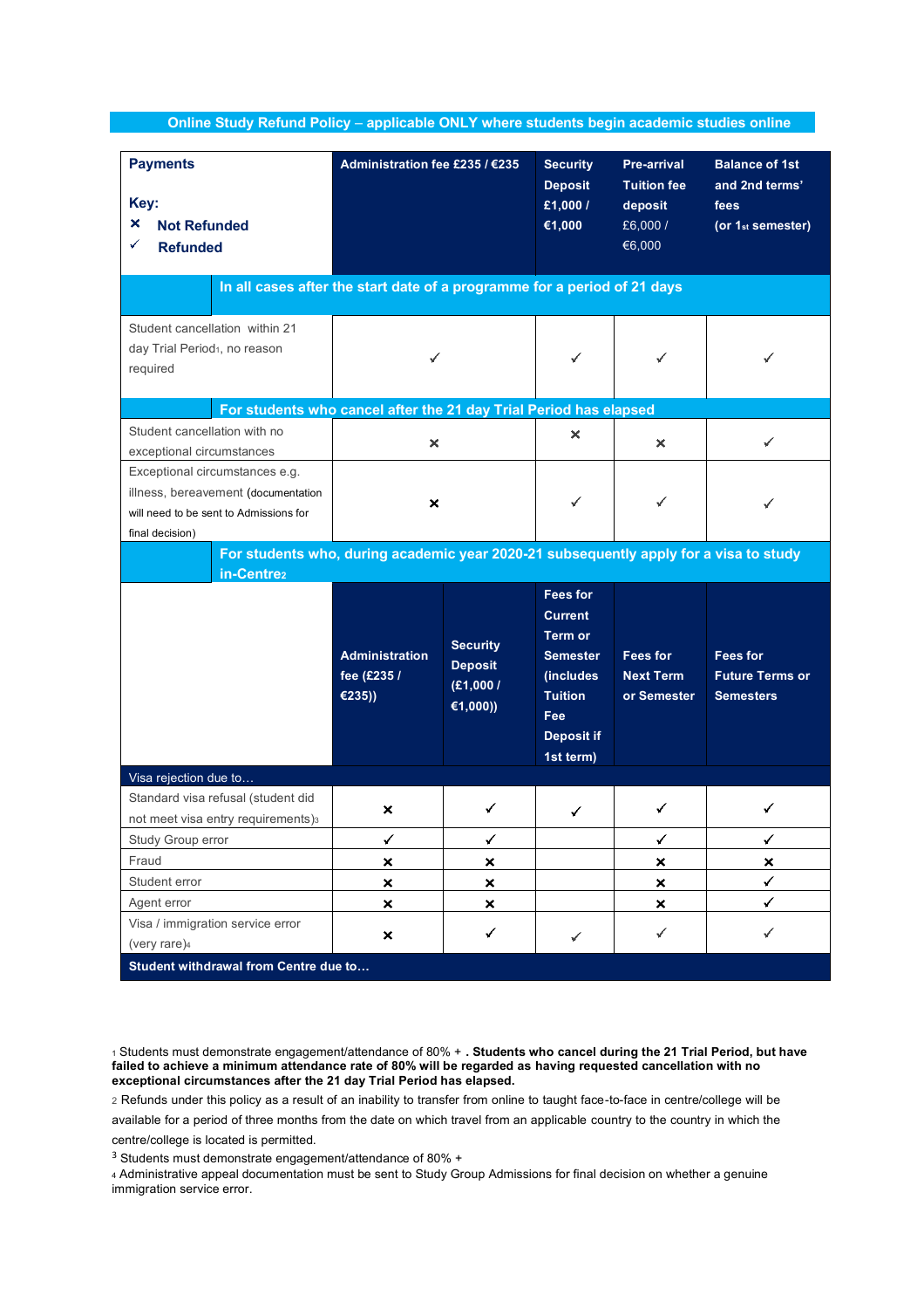## Online Study Refund Policy – applicable ONLY where students begin academic studies online

| **Payments**<br><br>**Key:**<br>× **Not Refunded**<br>✓ **Refunded** | **Administration fee £235 / €235** | | **Security Deposit £1,000 / €1,000** | **Pre-arrival Tuition fee deposit** £6,000 / €6,000 | **Balance of 1st and 2nd terms' fees (or 1st semester)** |
|---|---|---|---|---|---|
| | **In all cases after the start date of a programme for a period of 21 days** | | | | |
| Student cancellation within 21 day Trial Period[1], no reason required | ✓ | | ✓ | ✓ | ✓ |
| | **For students who cancel after the 21 day Trial Period has elapsed** | | | | |
| Student cancellation with no exceptional circumstances | × | | × | × | ✓ |
| Exceptional circumstances e.g. illness, bereavement (documentation will need to be sent to Admissions for final decision) | × | | ✓ | ✓ | ✓ |
| | **For students who, during academic year 2020-21 subsequently apply for a visa to study in-Centre[2]** | | | | |
| | **Administration fee (£235 / €235))** | **Security Deposit (£1,000 / €1,000))** | **Fees for Current Term or Semester (includes Tuition Fee Deposit if 1st term)** | **Fees for Next Term or Semester** | **Fees for Future Terms or Semesters** |
| Visa rejection due to… | | | | | |
| Standard visa refusal (student did not meet visa entry requirements)[3] | × | ✓ | ✓ | ✓ | ✓ |
| Study Group error | ✓ | ✓ | | ✓ | ✓ |
| Fraud | × | × | | × | × |
| Student error | × | × | | × | ✓ |
| Agent error | × | × | | × | ✓ |
| Visa / immigration service error (very rare)[4] | × | ✓ | ✓ | ✓ | ✓ |
| **Student withdrawal from Centre due to…** | | | | | |

[1] Students must demonstrate engagement/attendance of 80% + . **Students who cancel during the 21 Trial Period, but have failed to achieve a minimum attendance rate of 80% will be regarded as having requested cancellation with no exceptional circumstances after the 21 day Trial Period has elapsed.**

[2] Refunds under this policy as a result of an inability to transfer from online to taught face-to-face in centre/college will be available for a period of three months from the date on which travel from an applicable country to the country in which the centre/college is located is permitted.

[3] Students must demonstrate engagement/attendance of 80% +

[4] Administrative appeal documentation must be sent to Study Group Admissions for final decision on whether a genuine immigration service error.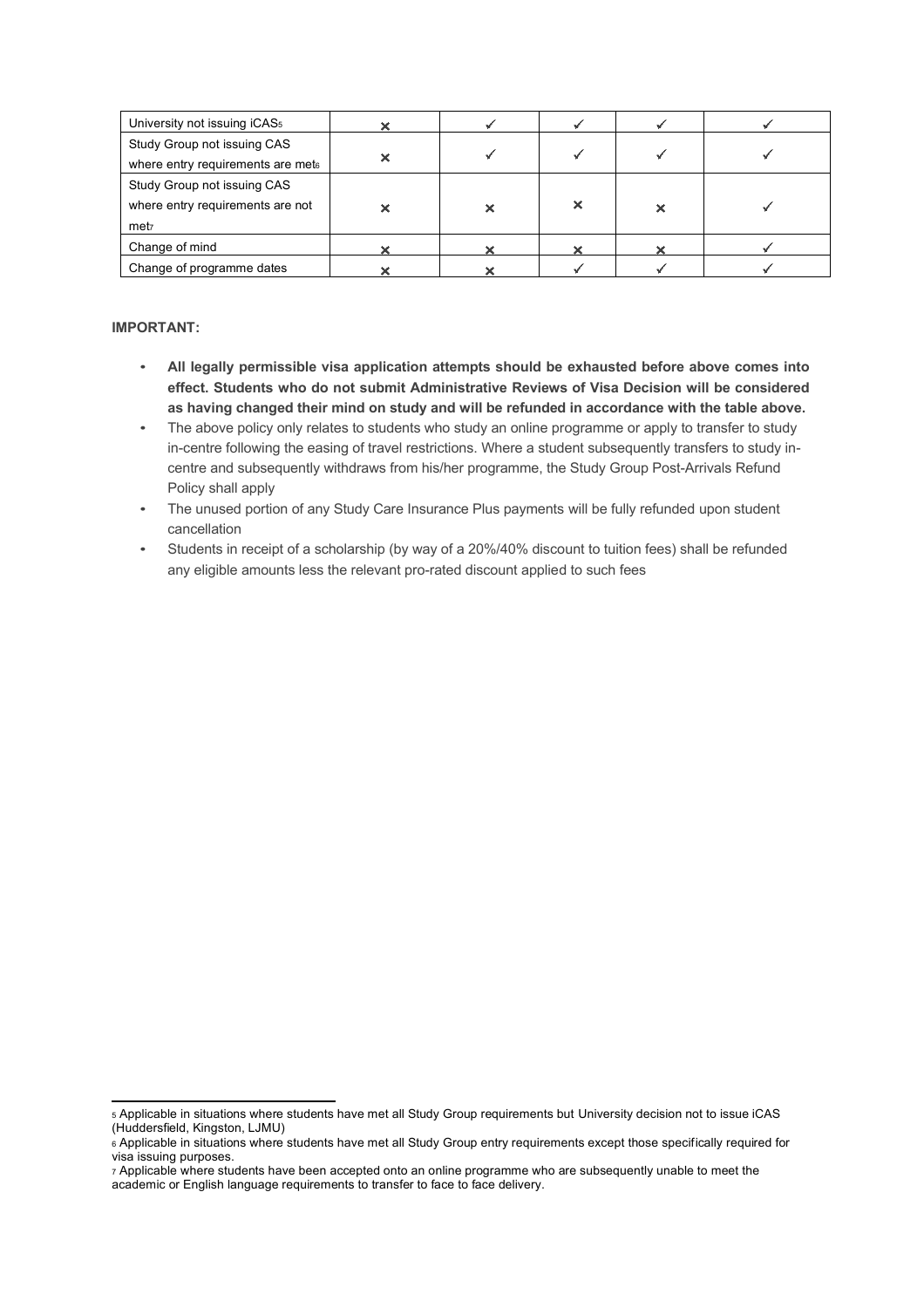| | | | | | |
|---|---|---|---|---|---|
| University not issuing iCAS[5] | × | ✓ | ✓ | ✓ | ✓ |
| Study Group not issuing CAS where entry requirements are met[6] | × | ✓ | ✓ | ✓ | ✓ |
| Study Group not issuing CAS where entry requirements are not met[7] | × | × | × | × | ✓ |
| Change of mind | × | × | × | × | ✓ |
| Change of programme dates | × | × | ✓ | ✓ | ✓ |

**IMPORTANT:**

- **All legally permissible visa application attempts should be exhausted before above comes into effect. Students who do not submit Administrative Reviews of Visa Decision will be considered as having changed their mind on study and will be refunded in accordance with the table above.**
- The above policy only relates to students who study an online programme or apply to transfer to study in-centre following the easing of travel restrictions. Where a student subsequently transfers to study in-centre and subsequently withdraws from his/her programme, the Study Group Post-Arrivals Refund Policy shall apply
- The unused portion of any Study Care Insurance Plus payments will be fully refunded upon student cancellation
- Students in receipt of a scholarship (by way of a 20%/40% discount to tuition fees) shall be refunded any eligible amounts less the relevant pro-rated discount applied to such fees

[5] Applicable in situations where students have met all Study Group requirements but University decision not to issue iCAS (Huddersfield, Kingston, LJMU)

[6] Applicable in situations where students have met all Study Group entry requirements except those specifically required for visa issuing purposes.

[7] Applicable where students have been accepted onto an online programme who are subsequently unable to meet the academic or English language requirements to transfer to face to face delivery.